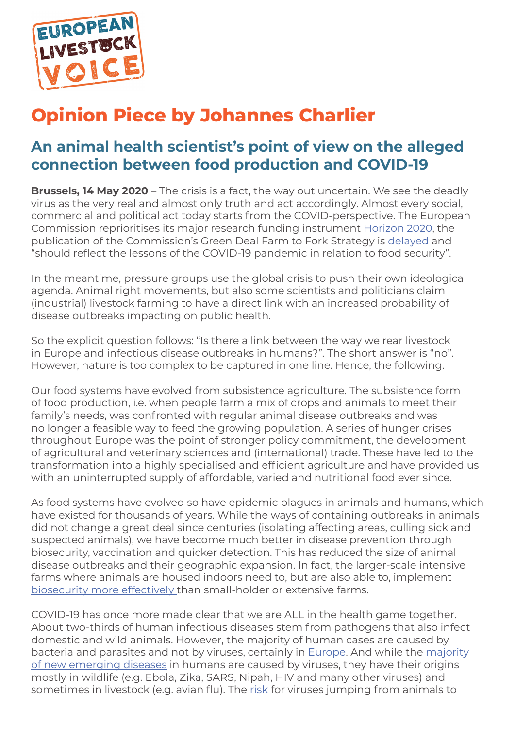# Opinion Piece by Johannes Charlier

## An animal health scientist's point of view on the alleged connection between food production and COVID-19

**Brussels, 14 May 2020** – The crisis is a fact, the way out uncertain. We see the deadly virus as the very real and almost only truth and act accordingly. Almost every social, commercial and political act today starts from the COVID-perspective. The European Commission reprioritises its major research funding instrument Horizon 2020, the publication of the Commission's Green Deal Farm to Fork Strategy is delayed and "should reflect the lessons of the COVID-19 pandemic in relation to food security".

In the meantime, pressure groups use the global crisis to push their own ideological agenda. Animal right movements, but also some scientists and politicians claim (industrial) livestock farming to have a direct link with an increased probability of disease outbreaks impacting on public health.

So the explicit question follows: "Is there a link between the way we rear livestock in Europe and infectious disease outbreaks in humans?". The short answer is "no". However, nature is too complex to be captured in one line. Hence, the following.

Our food systems have evolved from subsistence agriculture. The subsistence form of food production, i.e. when people farm a mix of crops and animals to meet their family's needs, was confronted with regular animal disease outbreaks and was no longer a feasible way to feed the growing population. A series of hunger crises throughout Europe was the point of stronger policy commitment, the development of agricultural and veterinary sciences and (international) trade. These have led to the transformation into a highly specialised and efficient agriculture and have provided us with an uninterrupted supply of affordable, varied and nutritional food ever since.

As food systems have evolved so have epidemic plagues in animals and humans, which have existed for thousands of years. While the ways of containing outbreaks in animals did not change a great deal since centuries (isolating affecting areas, culling sick and suspected animals), we have become much better in disease prevention through biosecurity, vaccination and quicker detection. This has reduced the size of animal disease outbreaks and their geographic expansion. In fact, the larger-scale intensive farms where animals are housed indoors need to, but are also able to, implement biosecurity more effectively than small-holder or extensive farms.

COVID-19 has once more made clear that we are ALL in the health game together. About two-thirds of human infectious diseases stem from pathogens that also infect domestic and wild animals. However, the majority of human cases are caused by bacteria and parasites and not by viruses, certainly in Europe. And while the majority of new emerging diseases in humans are caused by viruses, they have their origins mostly in wildlife (e.g. Ebola, Zika, SARS, Nipah, HIV and many other viruses) and sometimes in livestock (e.g. avian flu). The risk for viruses jumping from animals to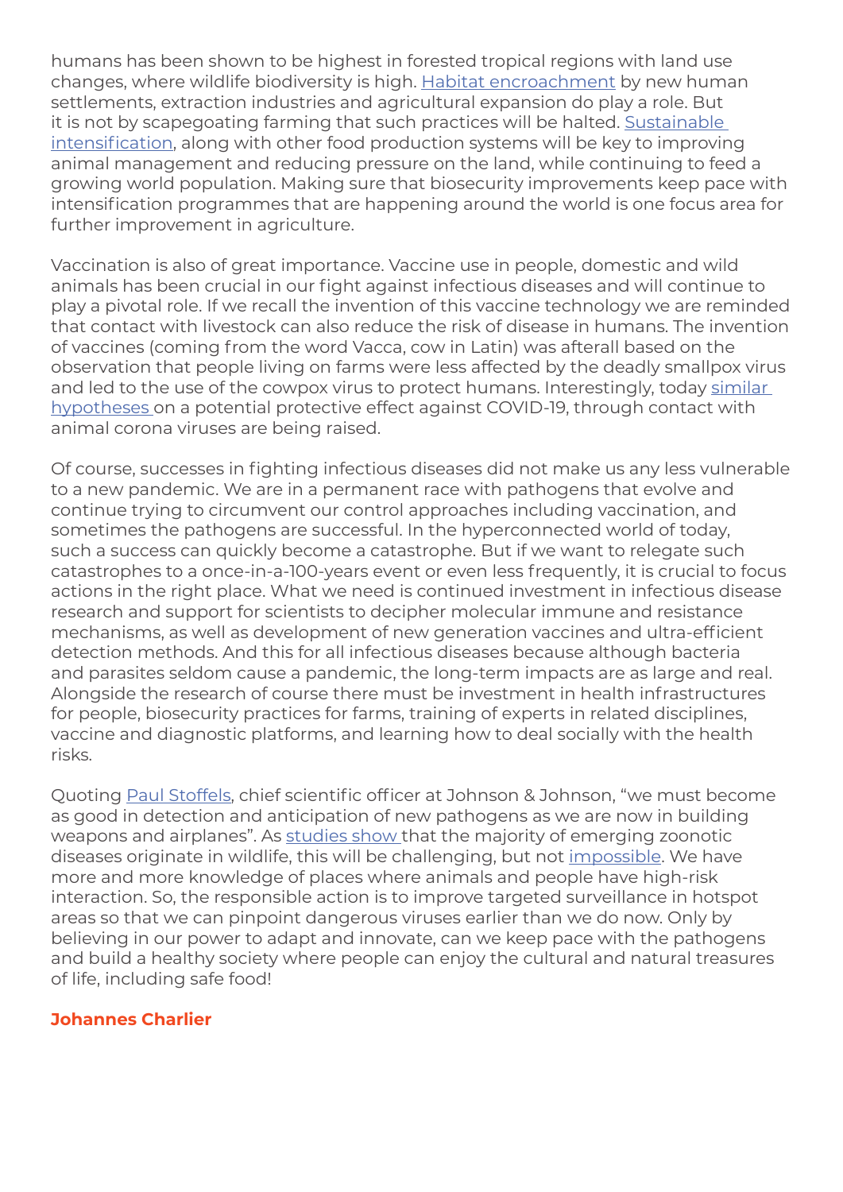humans has been shown to be highest in forested tropical regions with land use changes, where wildlife biodiversity is high. Habitat encroachment by new human settlements, extraction industries and agricultural expansion do play a role. But it is not by scapegoating farming that such practices will be halted. Sustainable intensification, along with other food production systems will be key to improving animal management and reducing pressure on the land, while continuing to feed a growing world population. Making sure that biosecurity improvements keep pace with intensification programmes that are happening around the world is one focus area for further improvement in agriculture.

Vaccination is also of great importance. Vaccine use in people, domestic and wild animals has been crucial in our fight against infectious diseases and will continue to play a pivotal role. If we recall the invention of this vaccine technology we are reminded that contact with livestock can also reduce the risk of disease in humans. The invention of vaccines (coming from the word Vacca, cow in Latin) was afterall based on the observation that people living on farms were less affected by the deadly smallpox virus and led to the use of the cowpox virus to protect humans. Interestingly, today similar hypotheses on a potential protective effect against COVID-19, through contact with animal corona viruses are being raised.

Of course, successes in fighting infectious diseases did not make us any less vulnerable to a new pandemic. We are in a permanent race with pathogens that evolve and continue trying to circumvent our control approaches including vaccination, and sometimes the pathogens are successful. In the hyperconnected world of today, such a success can quickly become a catastrophe. But if we want to relegate such catastrophes to a once-in-a-100-years event or even less frequently, it is crucial to focus actions in the right place. What we need is continued investment in infectious disease research and support for scientists to decipher molecular immune and resistance mechanisms, as well as development of new generation vaccines and ultra-efficient detection methods. And this for all infectious diseases because although bacteria and parasites seldom cause a pandemic, the long-term impacts are as large and real. Alongside the research of course there must be investment in health infrastructures for people, biosecurity practices for farms, training of experts in related disciplines, vaccine and diagnostic platforms, and learning how to deal socially with the health risks.

Quoting Paul Stoffels, chief scientific officer at Johnson & Johnson, "we must become as good in detection and anticipation of new pathogens as we are now in building weapons and airplanes". As studies show that the majority of emerging zoonotic diseases originate in wildlife, this will be challenging, but not impossible. We have more and more knowledge of places where animals and people have high-risk interaction. So, the responsible action is to improve targeted surveillance in hotspot areas so that we can pinpoint dangerous viruses earlier than we do now. Only by believing in our power to adapt and innovate, can we keep pace with the pathogens and build a healthy society where people can enjoy the cultural and natural treasures of life, including safe food!

**Johannes Charlier**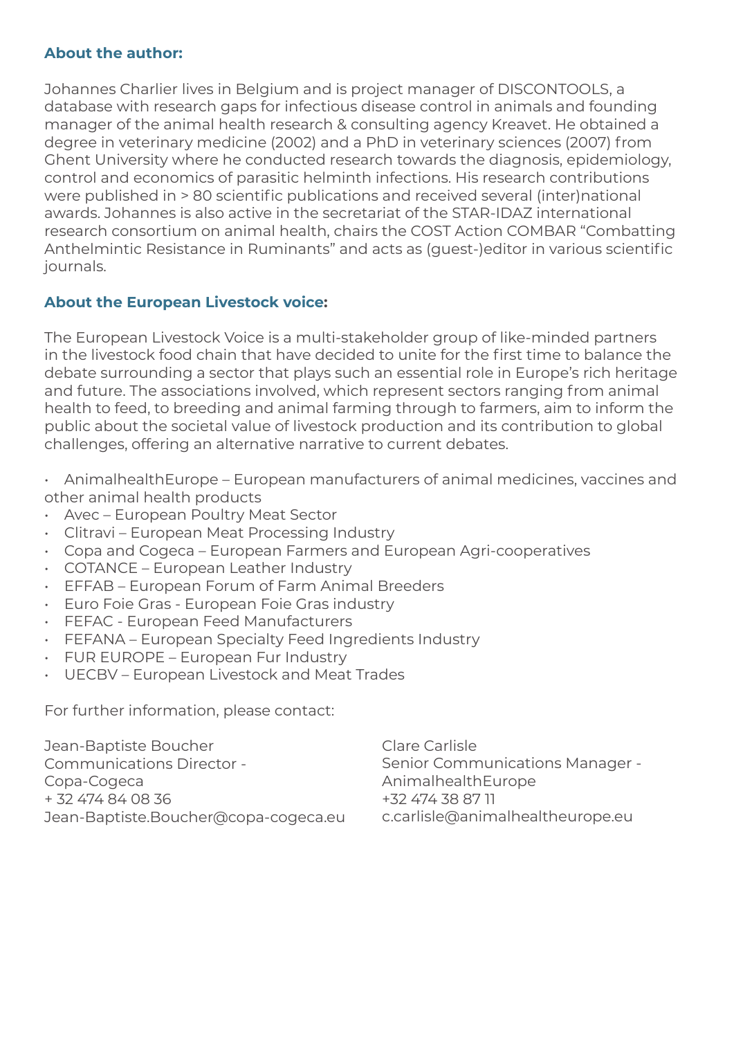### About the author:

Johannes Charlier lives in Belgium and is project manager of DISCONTOOLS, a database with research gaps for infectious disease control in animals and founding manager of the animal health research & consulting agency Kreavet. He obtained a degree in veterinary medicine (2002) and a PhD in veterinary sciences (2007) from Ghent University where he conducted research towards the diagnosis, epidemiology, control and economics of parasitic helminth infections. His research contributions were published in > 80 scientific publications and received several (inter)national awards. Johannes is also active in the secretariat of the STAR-IDAZ international research consortium on animal health, chairs the COST Action COMBAR "Combatting Anthelmintic Resistance in Ruminants" and acts as (guest-)editor in various scientific journals.

### About the European Livestock voice:

The European Livestock Voice is a multi-stakeholder group of like-minded partners in the livestock food chain that have decided to unite for the first time to balance the debate surrounding a sector that plays such an essential role in Europe's rich heritage and future. The associations involved, which represent sectors ranging from animal health to feed, to breeding and animal farming through to farmers, aim to inform the public about the societal value of livestock production and its contribution to global challenges, offering an alternative narrative to current debates.

- AnimalhealthEurope – European manufacturers of animal medicines, vaccines and other animal health products
- Avec – European Poultry Meat Sector
- Clitravi – European Meat Processing Industry
- Copa and Cogeca – European Farmers and European Agri-cooperatives
- COTANCE – European Leather Industry
- EFFAB – European Forum of Farm Animal Breeders
- Euro Foie Gras - European Foie Gras industry
- FEFAC - European Feed Manufacturers
- FEFANA – European Specialty Feed Ingredients Industry
- FUR EUROPE – European Fur Industry
- UECBV – European Livestock and Meat Trades

For further information, please contact:

Jean-Baptiste Boucher
Communications Director -
Copa-Cogeca
+ 32 474 84 08 36
Jean-Baptiste.Boucher@copa-cogeca.eu

Clare Carlisle
Senior Communications Manager -
AnimalhealthEurope
+32 474 38 87 11
c.carlisle@animalhealtheurope.eu